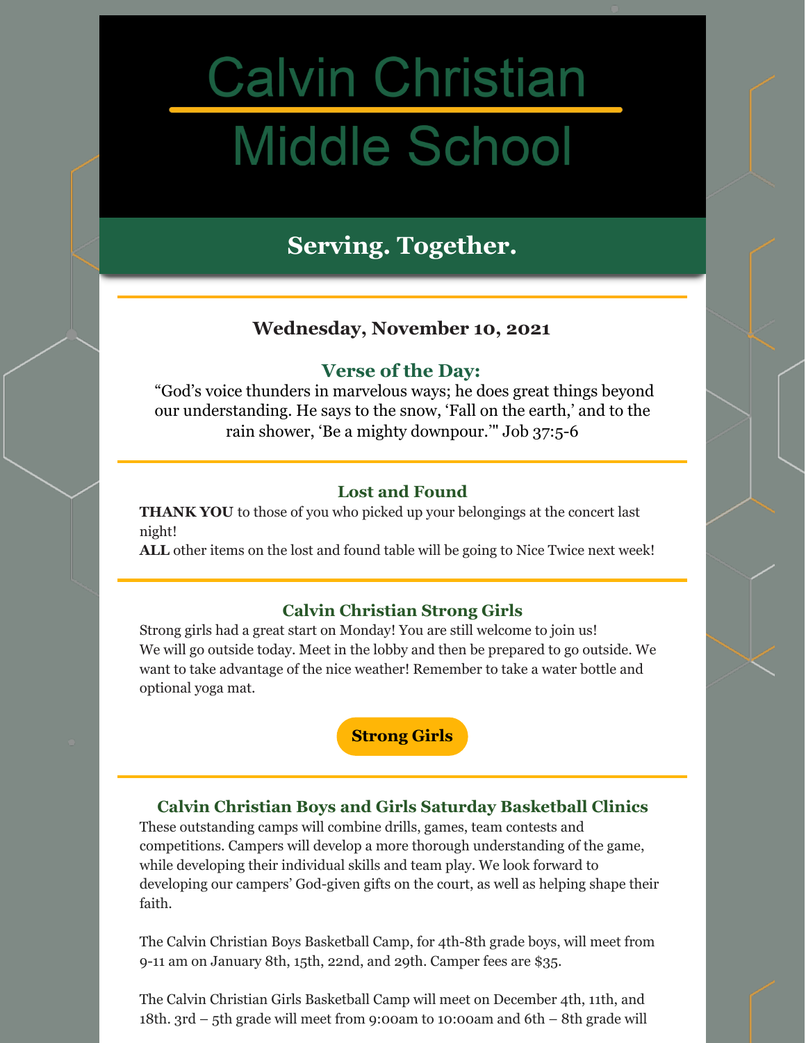# Calvin Christian Middle School

## Serving. Together.

### Wednesday, November 10, 2021

### Verse of the Day:

"God's voice thunders in marvelous ways; he does great things beyond our understanding. He says to the snow, 'Fall on the earth,' and to the rain shower, 'Be a mighty downpour.'" Job 37:5-6

### Lost and Found

**THANK YOU** to those of you who picked up your belongings at the concert last night!
**ALL** other items on the lost and found table will be going to Nice Twice next week!

### Calvin Christian Strong Girls

Strong girls had a great start on Monday! You are still welcome to join us!
We will go outside today. Meet in the lobby and then be prepared to go outside. We want to take advantage of the nice weather! Remember to take a water bottle and optional yoga mat.

**Strong Girls**

### Calvin Christian Boys and Girls Saturday Basketball Clinics

These outstanding camps will combine drills, games, team contests and competitions. Campers will develop a more thorough understanding of the game, while developing their individual skills and team play. We look forward to developing our campers' God-given gifts on the court, as well as helping shape their faith.

The Calvin Christian Boys Basketball Camp, for 4th-8th grade boys, will meet from 9-11 am on January 8th, 15th, 22nd, and 29th. Camper fees are $35.

The Calvin Christian Girls Basketball Camp will meet on December 4th, 11th, and 18th. 3rd – 5th grade will meet from 9:00am to 10:00am and 6th – 8th grade will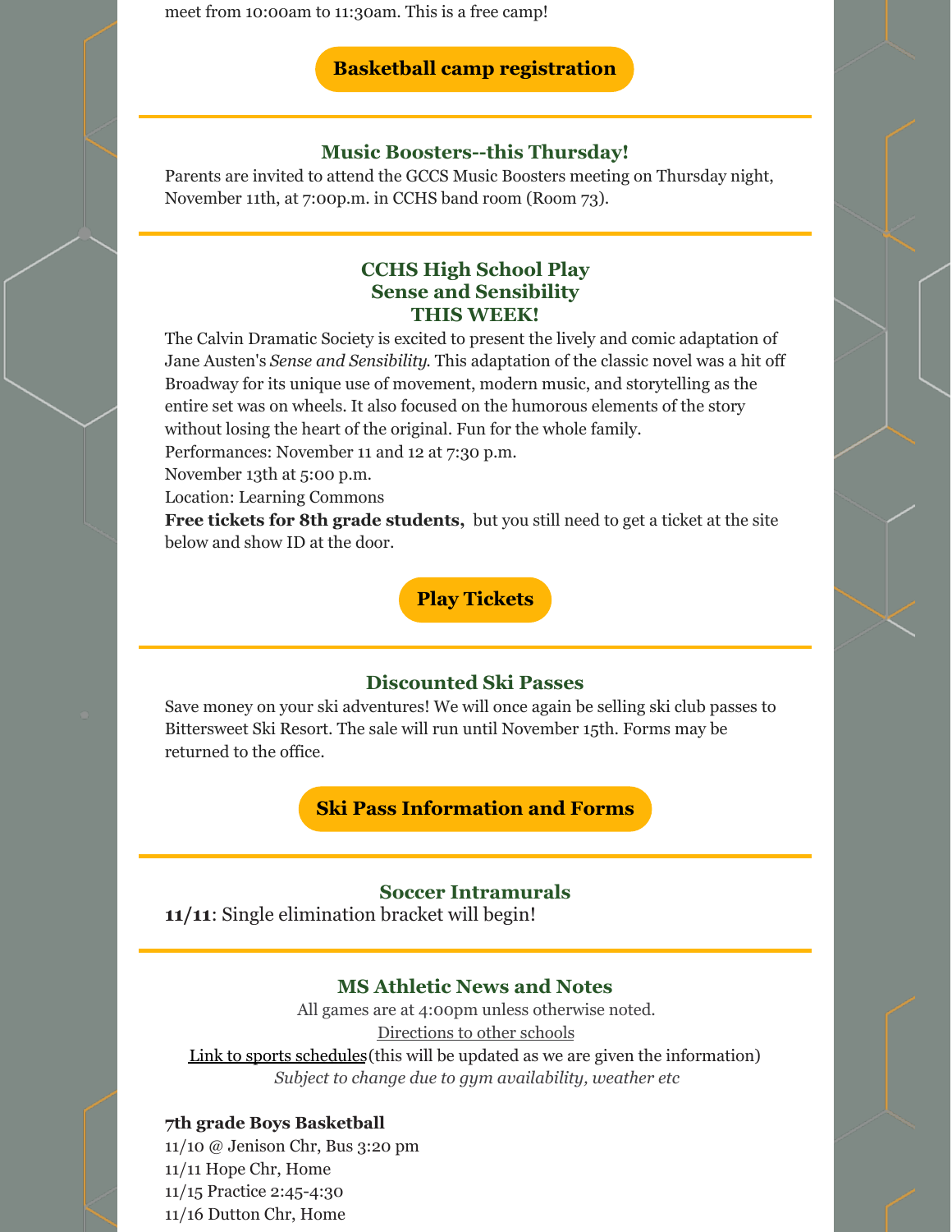meet from 10:00am to 11:30am. This is a free camp!

**Basketball camp registration**

---

## Music Boosters--this Thursday!

Parents are invited to attend the GCCS Music Boosters meeting on Thursday night, November 11th, at 7:00p.m. in CCHS band room (Room 73).

---

## CCHS High School Play
## Sense and Sensibility
## THIS WEEK!

The Calvin Dramatic Society is excited to present the lively and comic adaptation of Jane Austen's *Sense and Sensibility.* This adaptation of the classic novel was a hit off Broadway for its unique use of movement, modern music, and storytelling as the entire set was on wheels. It also focused on the humorous elements of the story without losing the heart of the original. Fun for the whole family.

Performances: November 11 and 12 at 7:30 p.m.

November 13th at 5:00 p.m.

Location: Learning Commons

**Free tickets for 8th grade students,** but you still need to get a ticket at the site below and show ID at the door.

**Play Tickets**

---

## Discounted Ski Passes

Save money on your ski adventures! We will once again be selling ski club passes to Bittersweet Ski Resort. The sale will run until November 15th. Forms may be returned to the office.

**Ski Pass Information and Forms**

---

## Soccer Intramurals

**11/11**: Single elimination bracket will begin!

---

## MS Athletic News and Notes

All games are at 4:00pm unless otherwise noted.

Directions to other schools

Link to sports schedules(this will be updated as we are given the information)

*Subject to change due to gym availability, weather etc*

**7th grade Boys Basketball**

11/10 @ Jenison Chr, Bus 3:20 pm

11/11 Hope Chr, Home

11/15 Practice 2:45-4:30

11/16 Dutton Chr, Home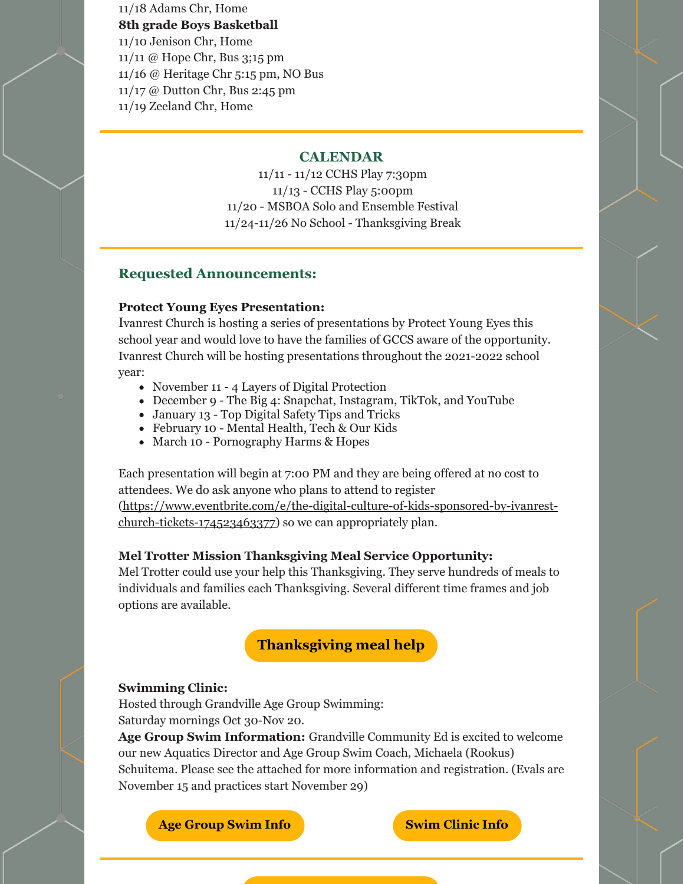11/18 Adams Chr, Home

**8th grade Boys Basketball**

11/10 Jenison Chr, Home
11/11 @ Hope Chr, Bus 3;15 pm
11/16 @ Heritage Chr 5:15 pm, NO Bus
11/17 @ Dutton Chr, Bus 2:45 pm
11/19 Zeeland Chr, Home

---

## CALENDAR

11/11 - 11/12 CCHS Play 7:30pm
11/13 - CCHS Play 5:00pm
11/20 - MSBOA Solo and Ensemble Festival
11/24-11/26 No School - Thanksgiving Break

---

## Requested Announcements:

**Protect Young Eyes Presentation:**
Ivanrest Church is hosting a series of presentations by Protect Young Eyes this school year and would love to have the families of GCCS aware of the opportunity. Ivanrest Church will be hosting presentations throughout the 2021-2022 school year:

- November 11 - 4 Layers of Digital Protection
- December 9 - The Big 4: Snapchat, Instagram, TikTok, and YouTube
- January 13 - Top Digital Safety Tips and Tricks
- February 10 - Mental Health, Tech & Our Kids
- March 10 - Pornography Harms & Hopes

Each presentation will begin at 7:00 PM and they are being offered at no cost to attendees. We do ask anyone who plans to attend to register (https://www.eventbrite.com/e/the-digital-culture-of-kids-sponsored-by-ivanrest-church-tickets-174523463377) so we can appropriately plan.

**Mel Trotter Mission Thanksgiving Meal Service Opportunity:**
Mel Trotter could use your help this Thanksgiving. They serve hundreds of meals to individuals and families each Thanksgiving. Several different time frames and job options are available.

**Thanksgiving meal help**

**Swimming Clinic:**
Hosted through Grandville Age Group Swimming:
Saturday mornings Oct 30-Nov 20.
**Age Group Swim Information:** Grandville Community Ed is excited to welcome our new Aquatics Director and Age Group Swim Coach, Michaela (Rookus) Schuitema. Please see the attached for more information and registration. (Evals are November 15 and practices start November 29)

**Age Group Swim Info** **Swim Clinic Info**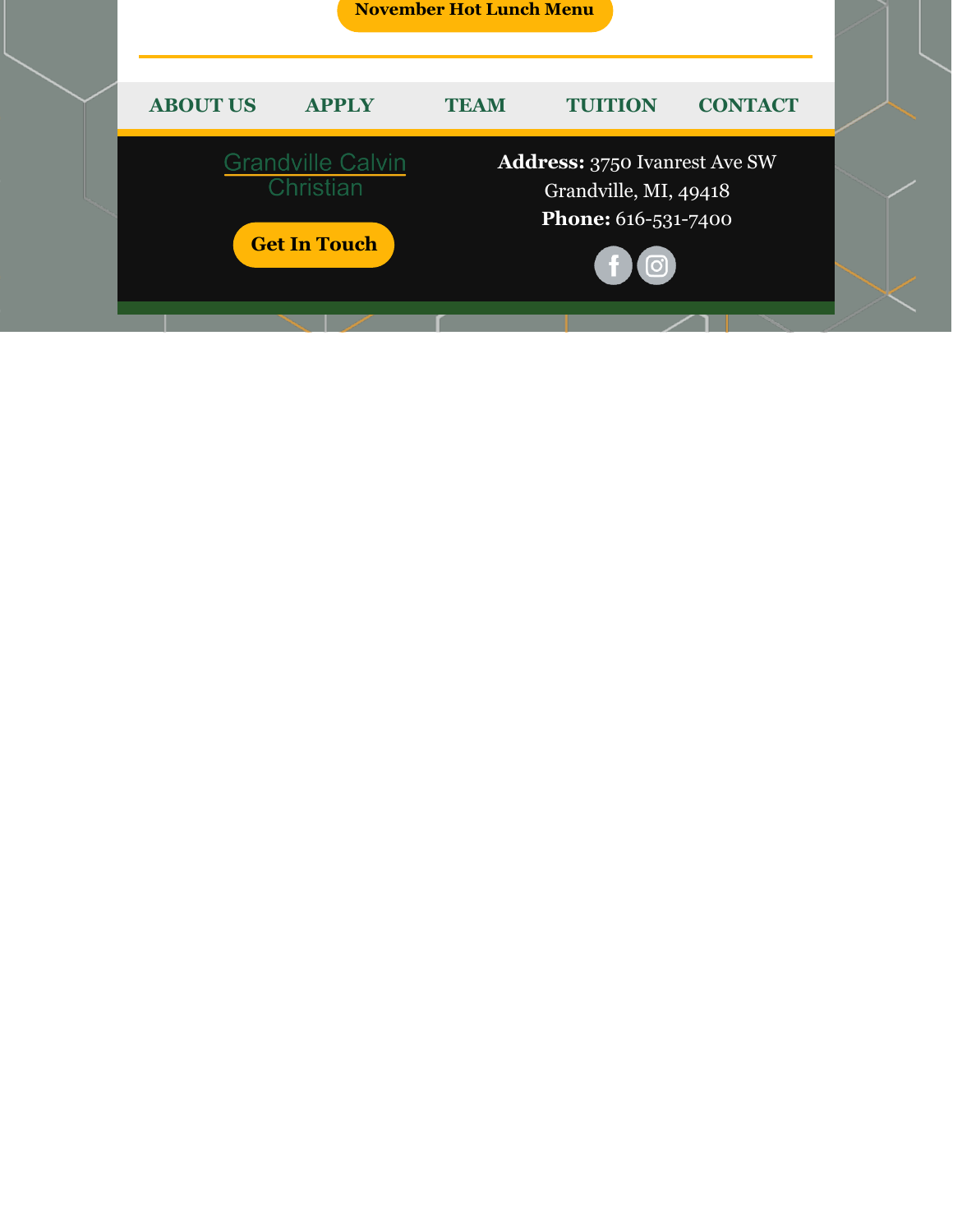November Hot Lunch Menu

---

ABOUT US | APPLY | TEAM | TUITION | CONTACT

Grandville Calvin Christian

Get In Touch

**Address:** 3750 Ivanrest Ave SW
Grandville, MI, 49418
**Phone:** 616-531-7400